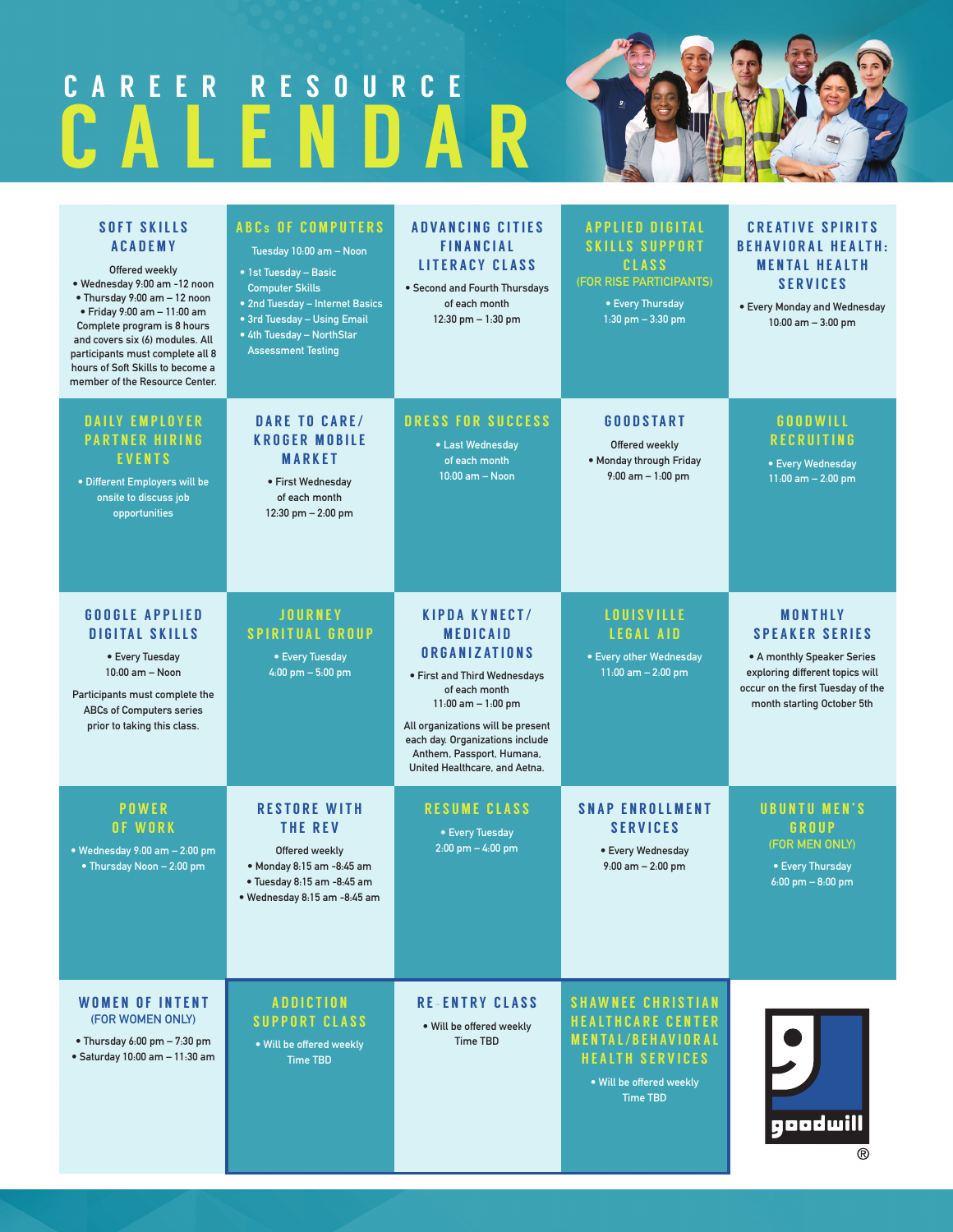# CAREER RESOURCE CALENDAR

## SOFT SKILLS ACADEMY

Offered weekly

- Wednesday 9:00 am -12 noon
- Thursday 9:00 am – 12 noon
- Friday 9:00 am – 11:00 am

Complete program is 8 hours and covers six (6) modules. All participants must complete all 8 hours of Soft Skills to become a member of the Resource Center.

## ABCs OF COMPUTERS

Tuesday 10:00 am – Noon

- 1st Tuesday – Basic Computer Skills
- 2nd Tuesday – Internet Basics
- 3rd Tuesday – Using Email
- 4th Tuesday – NorthStar Assessment Testing

## ADVANCING CITIES FINANCIAL LITERACY CLASS

- Second and Fourth Thursdays of each month 12:30 pm – 1:30 pm

## APPLIED DIGITAL SKILLS SUPPORT CLASS

(FOR RISE PARTICIPANTS)

- Every Thursday 1:30 pm – 3:30 pm

## CREATIVE SPIRITS BEHAVIORAL HEALTH: MENTAL HEALTH SERVICES

- Every Monday and Wednesday 10:00 am – 3:00 pm

## DAILY EMPLOYER PARTNER HIRING EVENTS

- Different Employers will be onsite to discuss job opportunities

## DARE TO CARE/ KROGER MOBILE MARKET

- First Wednesday of each month 12:30 pm – 2:00 pm

## DRESS FOR SUCCESS

- Last Wednesday of each month 10:00 am – Noon

## GOODSTART

Offered weekly

- Monday through Friday 9:00 am – 1:00 pm

## GOODWILL RECRUITING

- Every Wednesday 11:00 am – 2:00 pm

## GOOGLE APPLIED DIGITAL SKILLS

- Every Tuesday 10:00 am – Noon

Participants must complete the ABCs of Computers series prior to taking this class.

## JOURNEY SPIRITUAL GROUP

- Every Tuesday 4:00 pm – 5:00 pm

## KIPDA KYNECT/ MEDICAID ORGANIZATIONS

- First and Third Wednesdays of each month 11:00 am – 1:00 pm

All organizations will be present each day. Organizations include Anthem, Passport, Humana, United Healthcare, and Aetna.

## LOUISVILLE LEGAL AID

- Every other Wednesday 11:00 am – 2:00 pm

## MONTHLY SPEAKER SERIES

- A monthly Speaker Series exploring different topics will occur on the first Tuesday of the month starting October 5th

## POWER OF WORK

- Wednesday 9:00 am – 2:00 pm
- Thursday Noon – 2:00 pm

## RESTORE WITH THE REV

Offered weekly

- Monday 8:15 am -8:45 am
- Tuesday 8:15 am -8:45 am
- Wednesday 8:15 am -8:45 am

## RESUME CLASS

- Every Tuesday 2:00 pm – 4:00 pm

## SNAP ENROLLMENT SERVICES

- Every Wednesday 9:00 am – 2:00 pm

## UBUNTU MEN'S GROUP

(FOR MEN ONLY)

- Every Thursday 6:00 pm – 8:00 pm

## WOMEN OF INTENT

(FOR WOMEN ONLY)

- Thursday 6:00 pm – 7:30 pm
- Saturday 10:00 am – 11:30 am

## ADDICTION SUPPORT CLASS

- Will be offered weekly Time TBD

## RE-ENTRY CLASS

- Will be offered weekly Time TBD

## SHAWNEE CHRISTIAN HEALTHCARE CENTER MENTAL/BEHAVIORAL HEALTH SERVICES

- Will be offered weekly Time TBD

goodwill®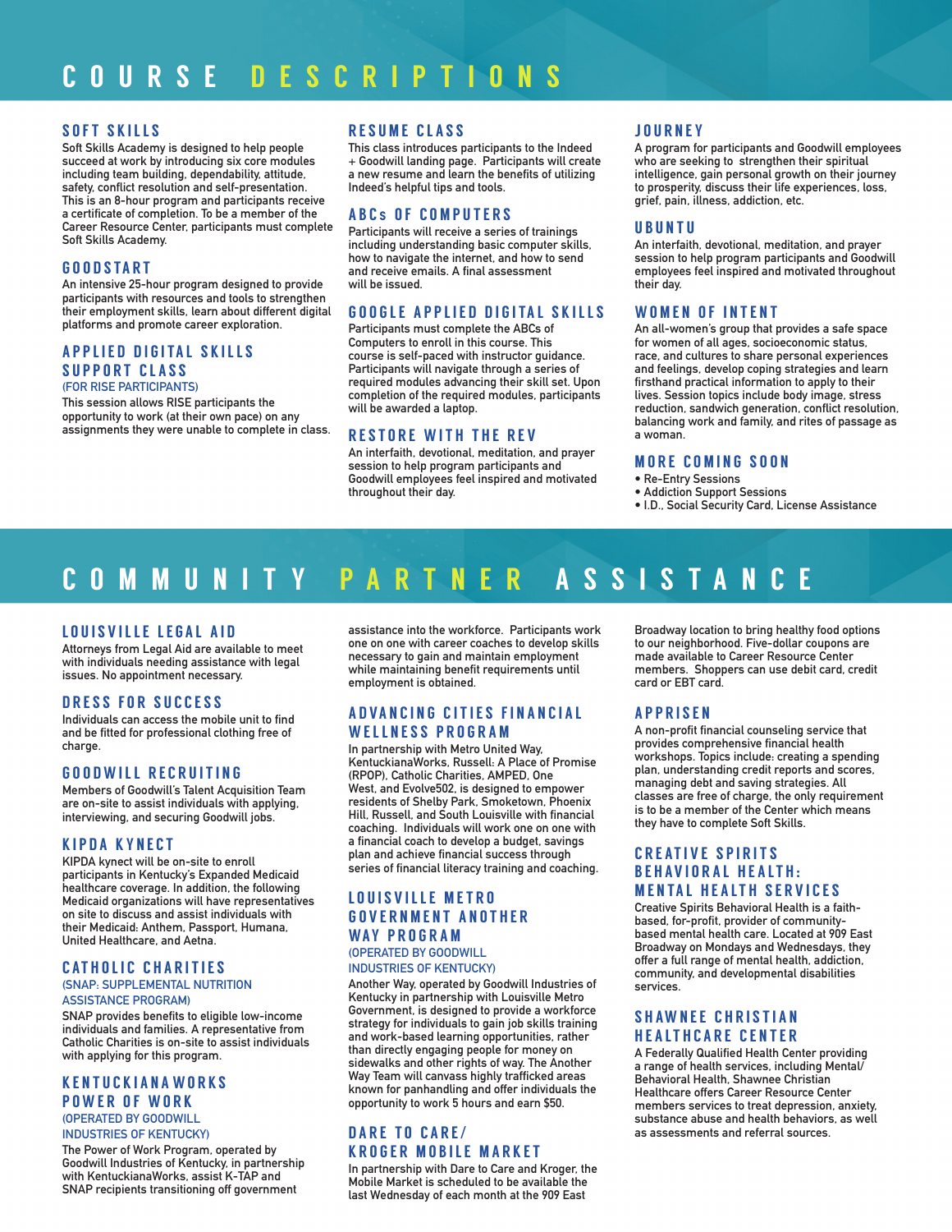# COURSE DESCRIPTIONS

## SOFT SKILLS

Soft Skills Academy is designed to help people succeed at work by introducing six core modules including team building, dependability, attitude, safety, conflict resolution and self-presentation. This is an 8-hour program and participants receive a certificate of completion. To be a member of the Career Resource Center, participants must complete Soft Skills Academy.

## GOODSTART

An intensive 25-hour program designed to provide participants with resources and tools to strengthen their employment skills, learn about different digital platforms and promote career exploration.

## APPLIED DIGITAL SKILLS SUPPORT CLASS

(FOR RISE PARTICIPANTS)

This session allows RISE participants the opportunity to work (at their own pace) on any assignments they were unable to complete in class.

## RESUME CLASS

This class introduces participants to the Indeed + Goodwill landing page. Participants will create a new resume and learn the benefits of utilizing Indeed's helpful tips and tools.

## ABCs OF COMPUTERS

Participants will receive a series of trainings including understanding basic computer skills, how to navigate the internet, and how to send and receive emails. A final assessment will be issued.

## GOOGLE APPLIED DIGITAL SKILLS

Participants must complete the ABCs of Computers to enroll in this course. This course is self-paced with instructor guidance. Participants will navigate through a series of required modules advancing their skill set. Upon completion of the required modules, participants will be awarded a laptop.

## RESTORE WITH THE REV

An interfaith, devotional, meditation, and prayer session to help program participants and Goodwill employees feel inspired and motivated throughout their day.

## JOURNEY

A program for participants and Goodwill employees who are seeking to strengthen their spiritual intelligence, gain personal growth on their journey to prosperity, discuss their life experiences, loss, grief, pain, illness, addiction, etc.

## UBUNTU

An interfaith, devotional, meditation, and prayer session to help program participants and Goodwill employees feel inspired and motivated throughout their day.

## WOMEN OF INTENT

An all-women's group that provides a safe space for women of all ages, socioeconomic status, race, and cultures to share personal experiences and feelings, develop coping strategies and learn firsthand practical information to apply to their lives. Session topics include body image, stress reduction, sandwich generation, conflict resolution, balancing work and family, and rites of passage as a woman.

## MORE COMING SOON

- Re-Entry Sessions
- Addiction Support Sessions
- I.D., Social Security Card, License Assistance

# COMMUNITY PARTNER ASSISTANCE

## LOUISVILLE LEGAL AID

Attorneys from Legal Aid are available to meet with individuals needing assistance with legal issues. No appointment necessary.

## DRESS FOR SUCCESS

Individuals can access the mobile unit to find and be fitted for professional clothing free of charge.

## GOODWILL RECRUITING

Members of Goodwill's Talent Acquisition Team are on-site to assist individuals with applying, interviewing, and securing Goodwill jobs.

## KIPDA KYNECT

KIPDA kynect will be on-site to enroll participants in Kentucky's Expanded Medicaid healthcare coverage. In addition, the following Medicaid organizations will have representatives on site to discuss and assist individuals with their Medicaid: Anthem, Passport, Humana, United Healthcare, and Aetna.

## CATHOLIC CHARITIES

(SNAP: SUPPLEMENTAL NUTRITION ASSISTANCE PROGRAM)

SNAP provides benefits to eligible low-income individuals and families. A representative from Catholic Charities is on-site to assist individuals with applying for this program.

## KENTUCKIANA WORKS POWER OF WORK

(OPERATED BY GOODWILL INDUSTRIES OF KENTUCKY)

The Power of Work Program, operated by Goodwill Industries of Kentucky, in partnership with KentuckianaWorks, assist K-TAP and SNAP recipients transitioning off government assistance into the workforce. Participants work one on one with career coaches to develop skills necessary to gain and maintain employment while maintaining benefit requirements until employment is obtained.

## ADVANCING CITIES FINANCIAL WELLNESS PROGRAM

In partnership with Metro United Way, KentuckianaWorks, Russell: A Place of Promise (RPOP), Catholic Charities, AMPED, One West, and Evolve502, is designed to empower residents of Shelby Park, Smoketown, Phoenix Hill, Russell, and South Louisville with financial coaching. Individuals will work one on one with a financial coach to develop a budget, savings plan and achieve financial success through series of financial literacy training and coaching.

## LOUISVILLE METRO GOVERNMENT ANOTHER WAY PROGRAM

(OPERATED BY GOODWILL INDUSTRIES OF KENTUCKY)

Another Way, operated by Goodwill Industries of Kentucky in partnership with Louisville Metro Government, is designed to provide a workforce strategy for individuals to gain job skills training and work-based learning opportunities, rather than directly engaging people for money on sidewalks and other rights of way. The Another Way Team will canvass highly trafficked areas known for panhandling and offer individuals the opportunity to work 5 hours and earn $50.

## DARE TO CARE/ KROGER MOBILE MARKET

In partnership with Dare to Care and Kroger, the Mobile Market is scheduled to be available the last Wednesday of each month at the 909 East Broadway location to bring healthy food options to our neighborhood. Five-dollar coupons are made available to Career Resource Center members. Shoppers can use debit card, credit card or EBT card.

## APPRISEN

A non-profit financial counseling service that provides comprehensive financial health workshops. Topics include: creating a spending plan, understanding credit reports and scores, managing debt and saving strategies. All classes are free of charge, the only requirement is to be a member of the Center which means they have to complete Soft Skills.

## CREATIVE SPIRITS BEHAVIORAL HEALTH: MENTAL HEALTH SERVICES

Creative Spirits Behavioral Health is a faith-based, for-profit, provider of community-based mental health care. Located at 909 East Broadway on Mondays and Wednesdays, they offer a full range of mental health, addiction, community, and developmental disabilities services.

## SHAWNEE CHRISTIAN HEALTHCARE CENTER

A Federally Qualified Health Center providing a range of health services, including Mental/ Behavioral Health, Shawnee Christian Healthcare offers Career Resource Center members services to treat depression, anxiety, substance abuse and health behaviors, as well as assessments and referral sources.